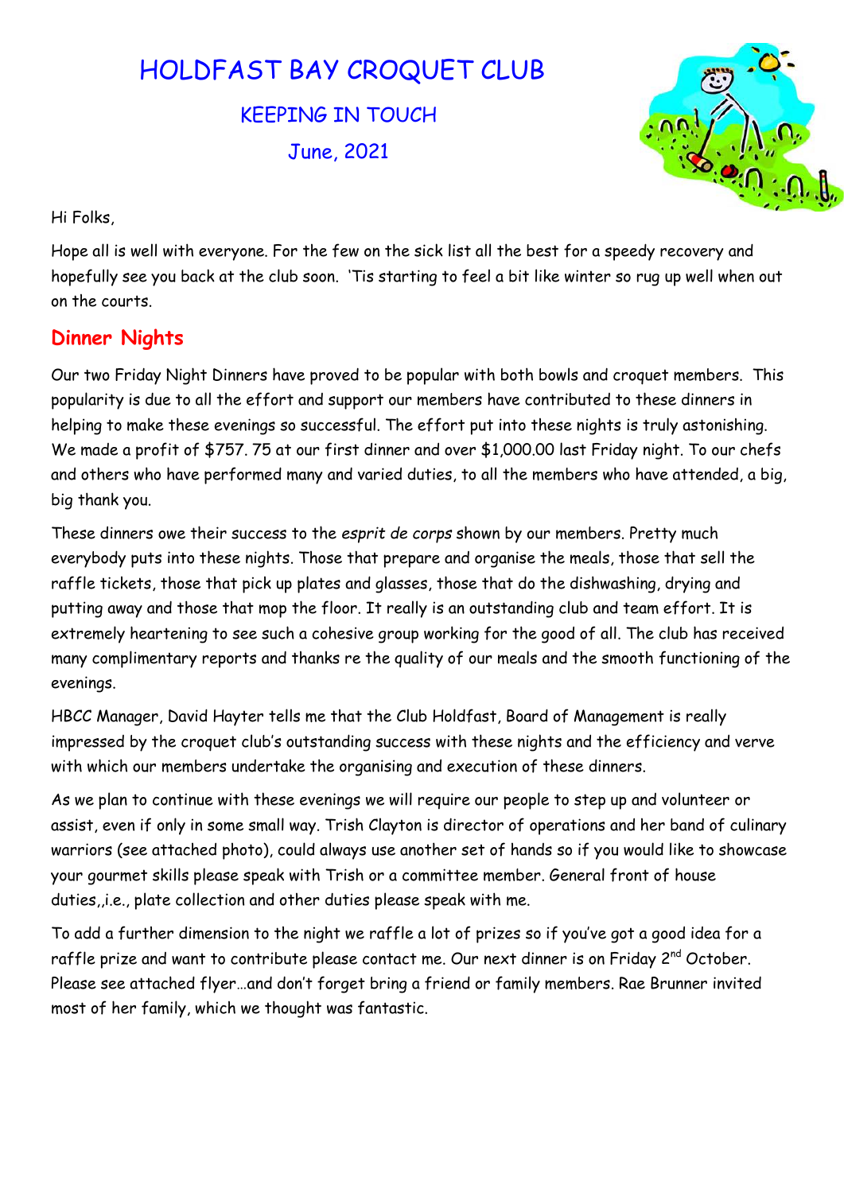# HOLDFAST BAY CROQUET CLUB

## KEEPING IN TOUCH

## June, 2021

Hi Folks,

Hope all is well with everyone. For the few on the sick list all the best for a speedy recovery and hopefully see you back at the club soon. 'Tis starting to feel a bit like winter so rug up well when out on the courts.

## Dinner Nights

Our two Friday Night Dinners have proved to be popular with both bowls and croquet members. This popularity is due to all the effort and support our members have contributed to these dinners in helping to make these evenings so successful. The effort put into these nights is truly astonishing. We made a profit of $757. 75 at our first dinner and over $1,000.00 last Friday night. To our chefs and others who have performed many and varied duties, to all the members who have attended, a big, big thank you.

These dinners owe their success to the *esprit de corps* shown by our members. Pretty much everybody puts into these nights. Those that prepare and organise the meals, those that sell the raffle tickets, those that pick up plates and glasses, those that do the dishwashing, drying and putting away and those that mop the floor. It really is an outstanding club and team effort. It is extremely heartening to see such a cohesive group working for the good of all. The club has received many complimentary reports and thanks re the quality of our meals and the smooth functioning of the evenings.

HBCC Manager, David Hayter tells me that the Club Holdfast, Board of Management is really impressed by the croquet club's outstanding success with these nights and the efficiency and verve with which our members undertake the organising and execution of these dinners.

As we plan to continue with these evenings we will require our people to step up and volunteer or assist, even if only in some small way. Trish Clayton is director of operations and her band of culinary warriors (see attached photo), could always use another set of hands so if you would like to showcase your gourmet skills please speak with Trish or a committee member. General front of house duties,,i.e., plate collection and other duties please speak with me.

To add a further dimension to the night we raffle a lot of prizes so if you've got a good idea for a raffle prize and want to contribute please contact me. Our next dinner is on Friday 2nd October. Please see attached flyer…and don't forget bring a friend or family members. Rae Brunner invited most of her family, which we thought was fantastic.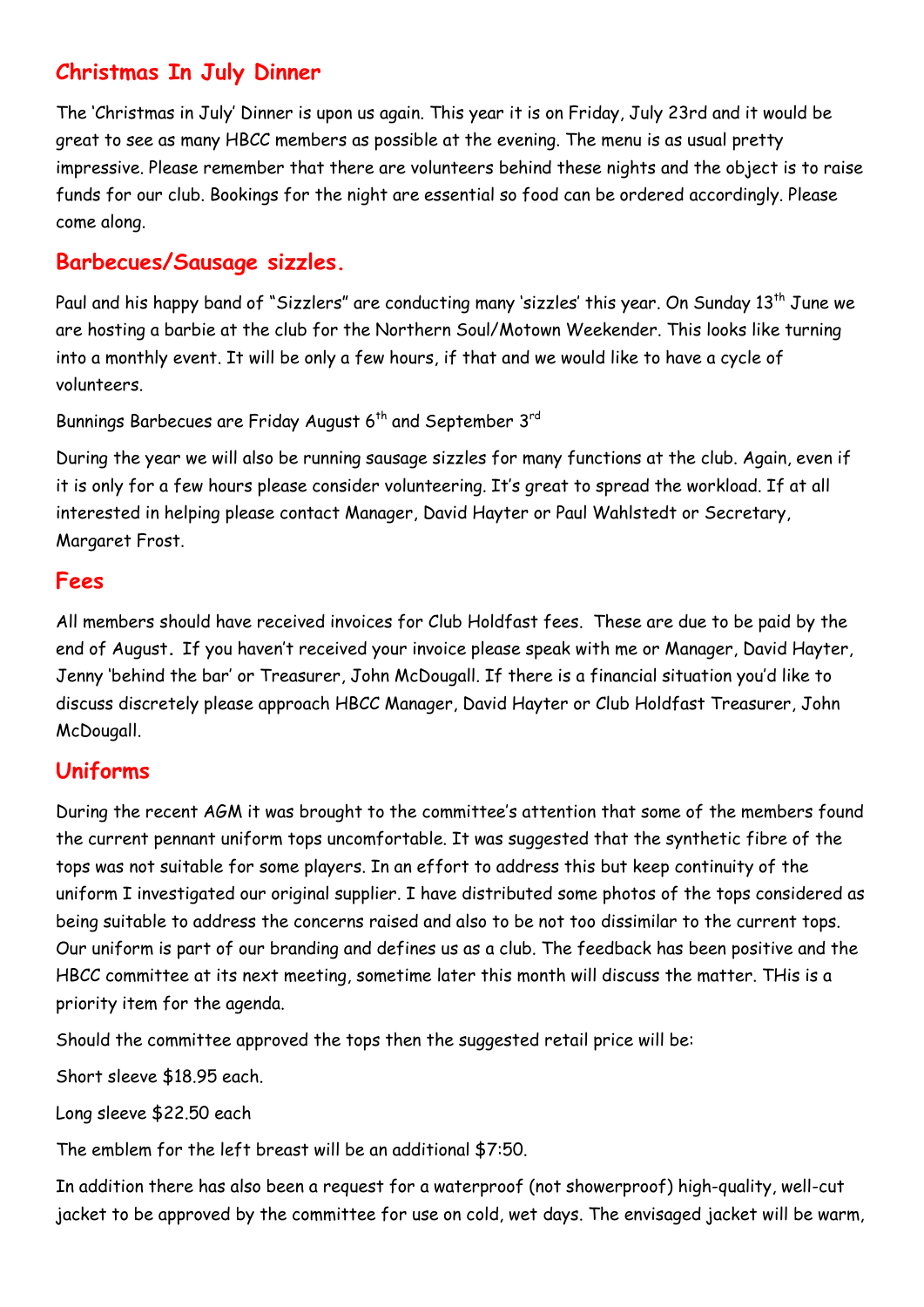## Christmas In July Dinner

The 'Christmas in July' Dinner is upon us again. This year it is on Friday, July 23rd and it would be great to see as many HBCC members as possible at the evening. The menu is as usual pretty impressive. Please remember that there are volunteers behind these nights and the object is to raise funds for our club. Bookings for the night are essential so food can be ordered accordingly. Please come along.

## Barbecues/Sausage sizzles.

Paul and his happy band of "Sizzlers" are conducting many 'sizzles' this year. On Sunday 13th June we are hosting a barbie at the club for the Northern Soul/Motown Weekender. This looks like turning into a monthly event. It will be only a few hours, if that and we would like to have a cycle of volunteers.

Bunnings Barbecues are Friday August 6th and September 3rd

During the year we will also be running sausage sizzles for many functions at the club. Again, even if it is only for a few hours please consider volunteering. It's great to spread the workload. If at all interested in helping please contact Manager, David Hayter or Paul Wahlstedt or Secretary, Margaret Frost.

## Fees

All members should have received invoices for Club Holdfast fees. These are due to be paid by the end of August. If you haven't received your invoice please speak with me or Manager, David Hayter, Jenny 'behind the bar' or Treasurer, John McDougall. If there is a financial situation you'd like to discuss discretely please approach HBCC Manager, David Hayter or Club Holdfast Treasurer, John McDougall.

## Uniforms

During the recent AGM it was brought to the committee's attention that some of the members found the current pennant uniform tops uncomfortable. It was suggested that the synthetic fibre of the tops was not suitable for some players. In an effort to address this but keep continuity of the uniform I investigated our original supplier. I have distributed some photos of the tops considered as being suitable to address the concerns raised and also to be not too dissimilar to the current tops. Our uniform is part of our branding and defines us as a club. The feedback has been positive and the HBCC committee at its next meeting, sometime later this month will discuss the matter. THis is a priority item for the agenda.

Should the committee approved the tops then the suggested retail price will be:

Short sleeve $18.95 each.

Long sleeve $22.50 each

The emblem for the left breast will be an additional $7:50.

In addition there has also been a request for a waterproof (not showerproof) high-quality, well-cut jacket to be approved by the committee for use on cold, wet days. The envisaged jacket will be warm,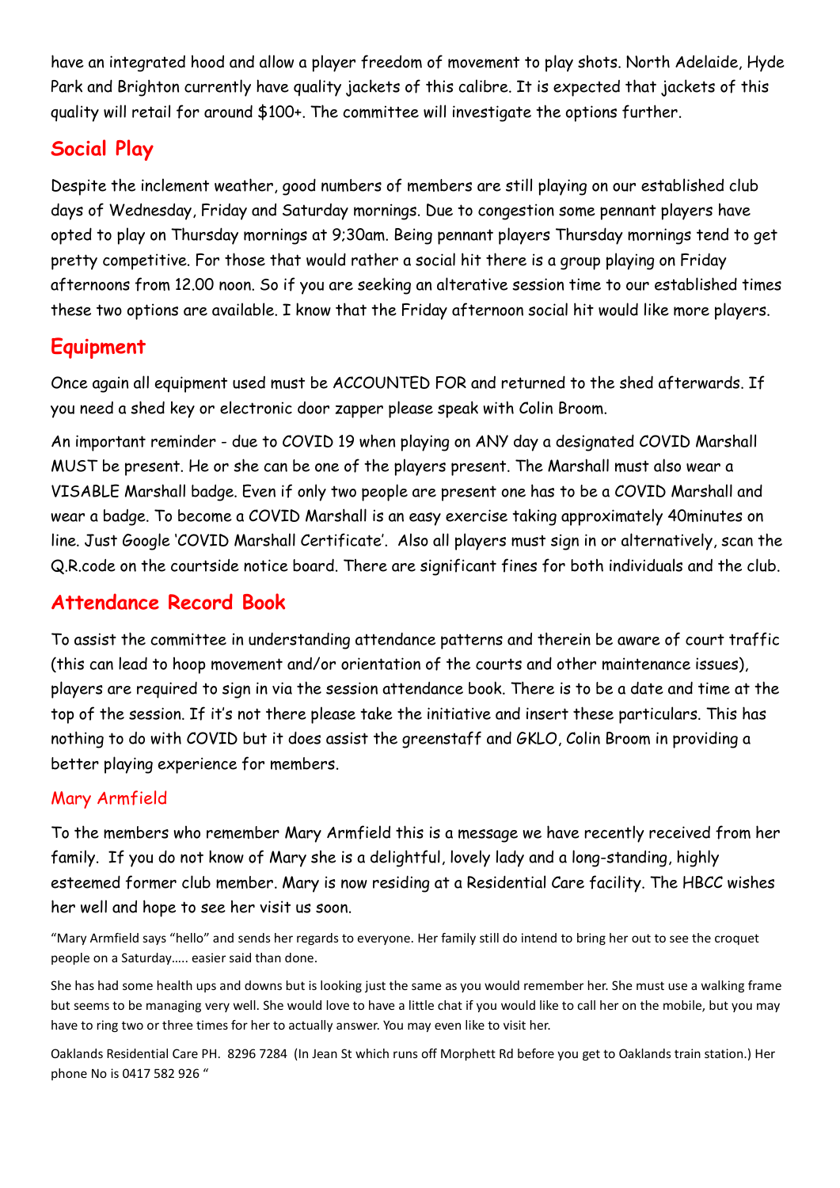have an integrated hood and allow a player freedom of movement to play shots. North Adelaide, Hyde Park and Brighton currently have quality jackets of this calibre. It is expected that jackets of this quality will retail for around $100+. The committee will investigate the options further.

## Social Play

Despite the inclement weather, good numbers of members are still playing on our established club days of Wednesday, Friday and Saturday mornings. Due to congestion some pennant players have opted to play on Thursday mornings at 9;30am. Being pennant players Thursday mornings tend to get pretty competitive. For those that would rather a social hit there is a group playing on Friday afternoons from 12.00 noon. So if you are seeking an alterative session time to our established times these two options are available. I know that the Friday afternoon social hit would like more players.

## Equipment

Once again all equipment used must be ACCOUNTED FOR and returned to the shed afterwards. If you need a shed key or electronic door zapper please speak with Colin Broom.

An important reminder - due to COVID 19 when playing on ANY day a designated COVID Marshall MUST be present. He or she can be one of the players present. The Marshall must also wear a VISABLE Marshall badge. Even if only two people are present one has to be a COVID Marshall and wear a badge. To become a COVID Marshall is an easy exercise taking approximately 40minutes on line. Just Google 'COVID Marshall Certificate'. Also all players must sign in or alternatively, scan the Q.R.code on the courtside notice board. There are significant fines for both individuals and the club.

## Attendance Record Book

To assist the committee in understanding attendance patterns and therein be aware of court traffic (this can lead to hoop movement and/or orientation of the courts and other maintenance issues), players are required to sign in via the session attendance book. There is to be a date and time at the top of the session. If it's not there please take the initiative and insert these particulars. This has nothing to do with COVID but it does assist the greenstaff and GKLO, Colin Broom in providing a better playing experience for members.

### Mary Armfield

To the members who remember Mary Armfield this is a message we have recently received from her family. If you do not know of Mary she is a delightful, lovely lady and a long-standing, highly esteemed former club member. Mary is now residing at a Residential Care facility. The HBCC wishes her well and hope to see her visit us soon.

"Mary Armfield says "hello" and sends her regards to everyone. Her family still do intend to bring her out to see the croquet people on a Saturday….. easier said than done.

She has had some health ups and downs but is looking just the same as you would remember her. She must use a walking frame but seems to be managing very well. She would love to have a little chat if you would like to call her on the mobile, but you may have to ring two or three times for her to actually answer. You may even like to visit her.

Oaklands Residential Care PH. 8296 7284 (In Jean St which runs off Morphett Rd before you get to Oaklands train station.) Her phone No is 0417 582 926 "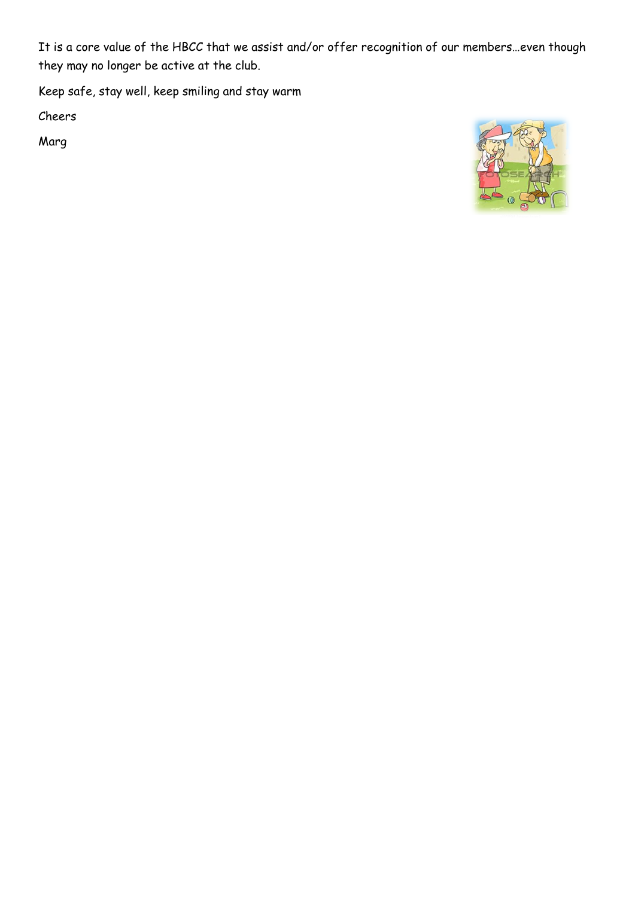It is a core value of the HBCC that we assist and/or offer recognition of our members…even though they may no longer be active at the club.

Keep safe, stay well, keep smiling and stay warm

Cheers

Marg